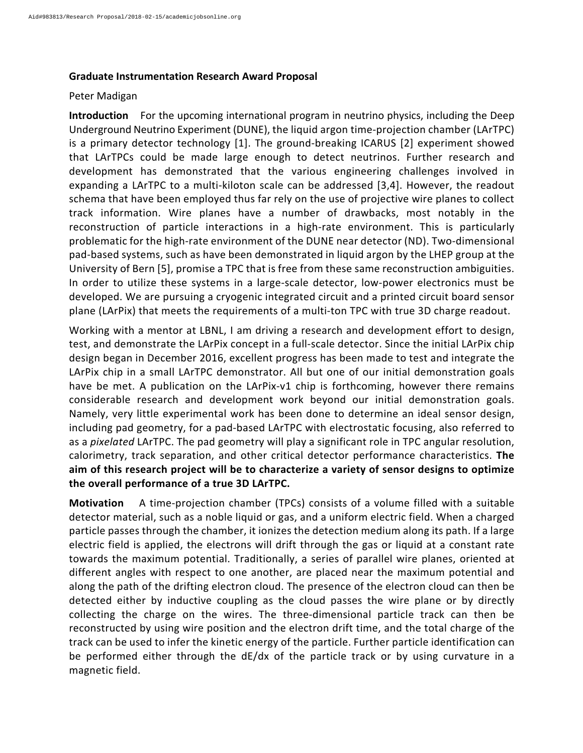**Graduate Instrumentation Research Award Proposal**

Peter Madigan

**Introduction** For the upcoming international program in neutrino physics, including the Deep Underground Neutrino Experiment (DUNE), the liquid argon time-projection chamber (LArTPC) is a primary detector technology [1]. The ground-breaking ICARUS [2] experiment showed that LArTPCs could be made large enough to detect neutrinos. Further research and development has demonstrated that the various engineering challenges involved in expanding a LArTPC to a multi-kiloton scale can be addressed [3,4]. However, the readout schema that have been employed thus far rely on the use of projective wire planes to collect track information. Wire planes have a number of drawbacks, most notably in the reconstruction of particle interactions in a high-rate environment. This is particularly problematic for the high-rate environment of the DUNE near detector (ND). Two-dimensional pad-based systems, such as have been demonstrated in liquid argon by the LHEP group at the University of Bern [5], promise a TPC that is free from these same reconstruction ambiguities. In order to utilize these systems in a large-scale detector, low-power electronics must be developed. We are pursuing a cryogenic integrated circuit and a printed circuit board sensor plane (LArPix) that meets the requirements of a multi-ton TPC with true 3D charge readout.

Working with a mentor at LBNL, I am driving a research and development effort to design, test, and demonstrate the LArPix concept in a full-scale detector. Since the initial LArPix chip design began in December 2016, excellent progress has been made to test and integrate the LArPix chip in a small LArTPC demonstrator. All but one of our initial demonstration goals have be met. A publication on the LArPix-v1 chip is forthcoming, however there remains considerable research and development work beyond our initial demonstration goals. Namely, very little experimental work has been done to determine an ideal sensor design, including pad geometry, for a pad-based LArTPC with electrostatic focusing, also referred to as a *pixelated* LArTPC. The pad geometry will play a significant role in TPC angular resolution, calorimetry, track separation, and other critical detector performance characteristics. **The aim of this research project will be to characterize a variety of sensor designs to optimize the overall performance of a true 3D LArTPC.**

**Motivation** A time-projection chamber (TPCs) consists of a volume filled with a suitable detector material, such as a noble liquid or gas, and a uniform electric field. When a charged particle passes through the chamber, it ionizes the detection medium along its path. If a large electric field is applied, the electrons will drift through the gas or liquid at a constant rate towards the maximum potential. Traditionally, a series of parallel wire planes, oriented at different angles with respect to one another, are placed near the maximum potential and along the path of the drifting electron cloud. The presence of the electron cloud can then be detected either by inductive coupling as the cloud passes the wire plane or by directly collecting the charge on the wires. The three-dimensional particle track can then be reconstructed by using wire position and the electron drift time, and the total charge of the track can be used to infer the kinetic energy of the particle. Further particle identification can be performed either through the $dE/dx$ of the particle track or by using curvature in a magnetic field.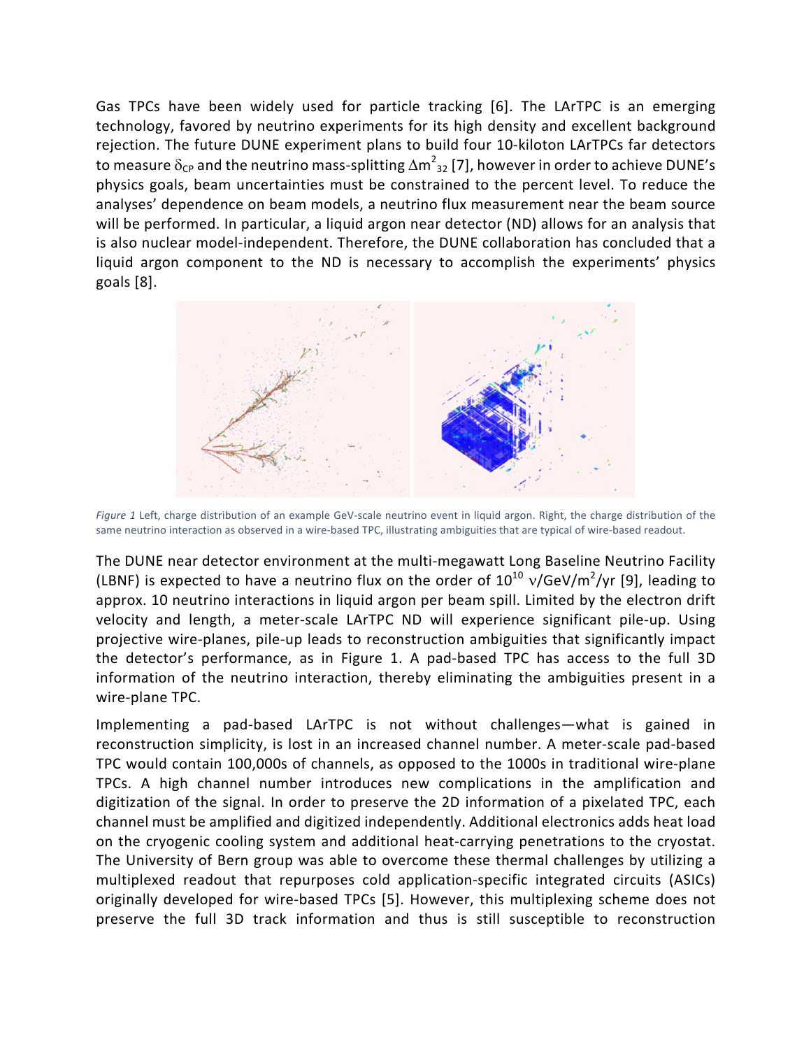Gas TPCs have been widely used for particle tracking [6]. The LArTPC is an emerging technology, favored by neutrino experiments for its high density and excellent background rejection. The future DUNE experiment plans to build four 10-kiloton LArTPCs far detectors to measure $\delta_{CP}$ and the neutrino mass-splitting $\Delta m^2_{32}$ [7], however in order to achieve DUNE's physics goals, beam uncertainties must be constrained to the percent level. To reduce the analyses' dependence on beam models, a neutrino flux measurement near the beam source will be performed. In particular, a liquid argon near detector (ND) allows for an analysis that is also nuclear model-independent. Therefore, the DUNE collaboration has concluded that a liquid argon component to the ND is necessary to accomplish the experiments' physics goals [8].

*Figure 1* Left, charge distribution of an example GeV-scale neutrino event in liquid argon. Right, the charge distribution of the same neutrino interaction as observed in a wire-based TPC, illustrating ambiguities that are typical of wire-based readout.

The DUNE near detector environment at the multi-megawatt Long Baseline Neutrino Facility (LBNF) is expected to have a neutrino flux on the order of $10^{10}$ $\nu$/GeV/m$^2$/yr [9], leading to approx. 10 neutrino interactions in liquid argon per beam spill. Limited by the electron drift velocity and length, a meter-scale LArTPC ND will experience significant pile-up. Using projective wire-planes, pile-up leads to reconstruction ambiguities that significantly impact the detector's performance, as in Figure 1. A pad-based TPC has access to the full 3D information of the neutrino interaction, thereby eliminating the ambiguities present in a wire-plane TPC.

Implementing a pad-based LArTPC is not without challenges—what is gained in reconstruction simplicity, is lost in an increased channel number. A meter-scale pad-based TPC would contain 100,000s of channels, as opposed to the 1000s in traditional wire-plane TPCs. A high channel number introduces new complications in the amplification and digitization of the signal. In order to preserve the 2D information of a pixelated TPC, each channel must be amplified and digitized independently. Additional electronics adds heat load on the cryogenic cooling system and additional heat-carrying penetrations to the cryostat. The University of Bern group was able to overcome these thermal challenges by utilizing a multiplexed readout that repurposes cold application-specific integrated circuits (ASICs) originally developed for wire-based TPCs [5]. However, this multiplexing scheme does not preserve the full 3D track information and thus is still susceptible to reconstruction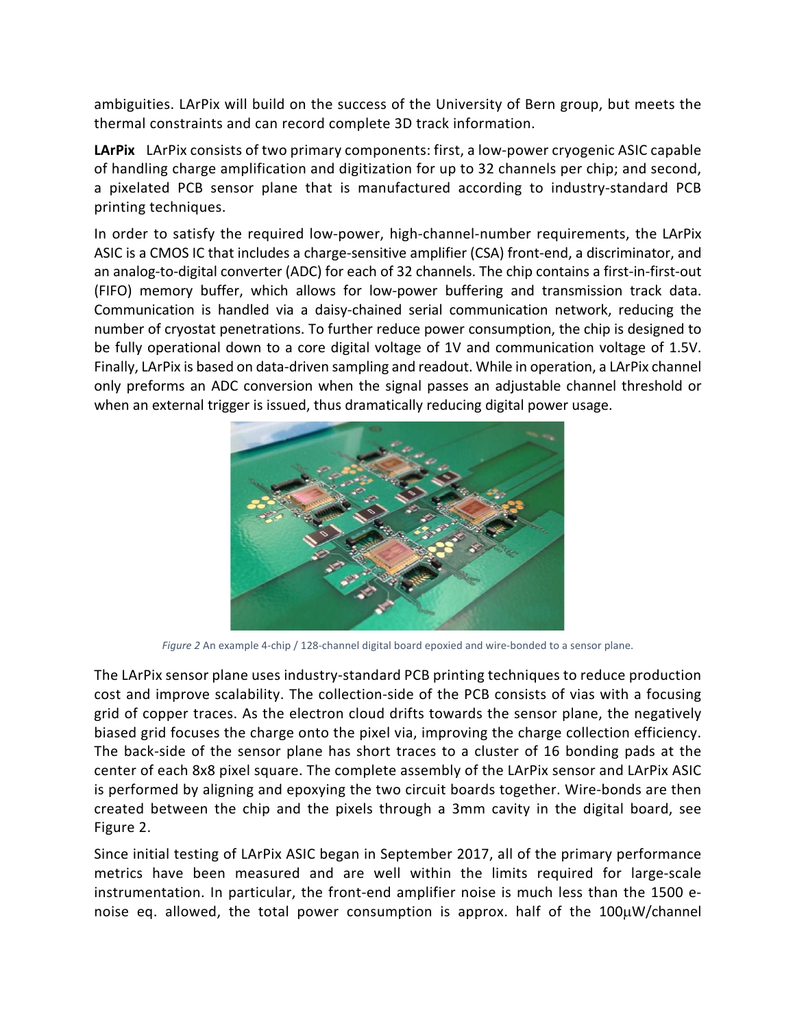ambiguities. LArPix will build on the success of the University of Bern group, but meets the thermal constraints and can record complete 3D track information.

**LArPix** LArPix consists of two primary components: first, a low-power cryogenic ASIC capable of handling charge amplification and digitization for up to 32 channels per chip; and second, a pixelated PCB sensor plane that is manufactured according to industry-standard PCB printing techniques.

In order to satisfy the required low-power, high-channel-number requirements, the LArPix ASIC is a CMOS IC that includes a charge-sensitive amplifier (CSA) front-end, a discriminator, and an analog-to-digital converter (ADC) for each of 32 channels. The chip contains a first-in-first-out (FIFO) memory buffer, which allows for low-power buffering and transmission track data. Communication is handled via a daisy-chained serial communication network, reducing the number of cryostat penetrations. To further reduce power consumption, the chip is designed to be fully operational down to a core digital voltage of 1V and communication voltage of 1.5V. Finally, LArPix is based on data-driven sampling and readout. While in operation, a LArPix channel only preforms an ADC conversion when the signal passes an adjustable channel threshold or when an external trigger is issued, thus dramatically reducing digital power usage.

*Figure 2* An example 4-chip / 128-channel digital board epoxied and wire-bonded to a sensor plane.

The LArPix sensor plane uses industry-standard PCB printing techniques to reduce production cost and improve scalability. The collection-side of the PCB consists of vias with a focusing grid of copper traces. As the electron cloud drifts towards the sensor plane, the negatively biased grid focuses the charge onto the pixel via, improving the charge collection efficiency. The back-side of the sensor plane has short traces to a cluster of 16 bonding pads at the center of each 8x8 pixel square. The complete assembly of the LArPix sensor and LArPix ASIC is performed by aligning and epoxying the two circuit boards together. Wire-bonds are then created between the chip and the pixels through a 3mm cavity in the digital board, see Figure 2.

Since initial testing of LArPix ASIC began in September 2017, all of the primary performance metrics have been measured and are well within the limits required for large-scale instrumentation. In particular, the front-end amplifier noise is much less than the 1500 e- noise eq. allowed, the total power consumption is approx. half of the 100μW/channel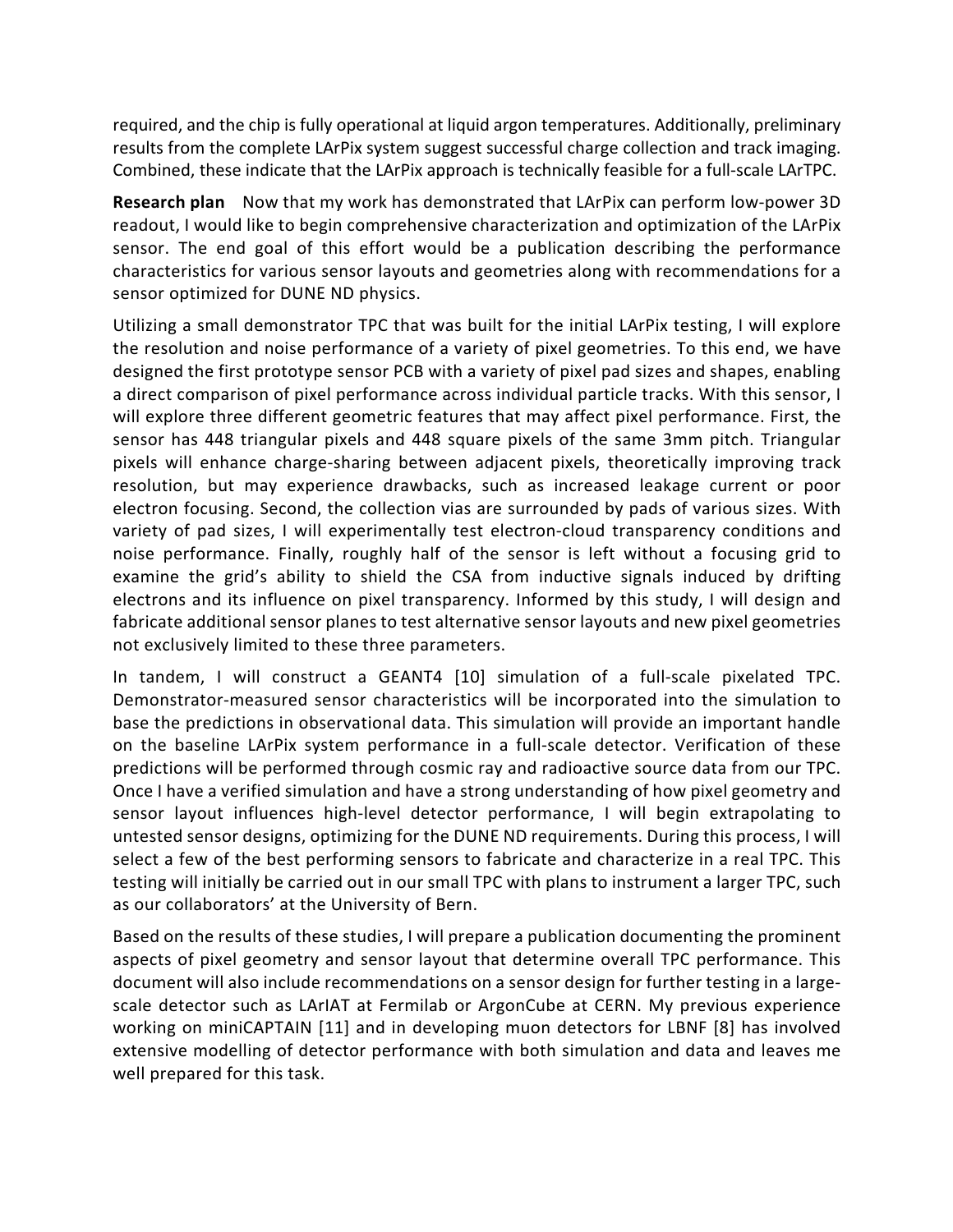required, and the chip is fully operational at liquid argon temperatures. Additionally, preliminary results from the complete LArPix system suggest successful charge collection and track imaging. Combined, these indicate that the LArPix approach is technically feasible for a full-scale LArTPC.

**Research plan** Now that my work has demonstrated that LArPix can perform low-power 3D readout, I would like to begin comprehensive characterization and optimization of the LArPix sensor. The end goal of this effort would be a publication describing the performance characteristics for various sensor layouts and geometries along with recommendations for a sensor optimized for DUNE ND physics.

Utilizing a small demonstrator TPC that was built for the initial LArPix testing, I will explore the resolution and noise performance of a variety of pixel geometries. To this end, we have designed the first prototype sensor PCB with a variety of pixel pad sizes and shapes, enabling a direct comparison of pixel performance across individual particle tracks. With this sensor, I will explore three different geometric features that may affect pixel performance. First, the sensor has 448 triangular pixels and 448 square pixels of the same 3mm pitch. Triangular pixels will enhance charge-sharing between adjacent pixels, theoretically improving track resolution, but may experience drawbacks, such as increased leakage current or poor electron focusing. Second, the collection vias are surrounded by pads of various sizes. With variety of pad sizes, I will experimentally test electron-cloud transparency conditions and noise performance. Finally, roughly half of the sensor is left without a focusing grid to examine the grid's ability to shield the CSA from inductive signals induced by drifting electrons and its influence on pixel transparency. Informed by this study, I will design and fabricate additional sensor planes to test alternative sensor layouts and new pixel geometries not exclusively limited to these three parameters.

In tandem, I will construct a GEANT4 [10] simulation of a full-scale pixelated TPC. Demonstrator-measured sensor characteristics will be incorporated into the simulation to base the predictions in observational data. This simulation will provide an important handle on the baseline LArPix system performance in a full-scale detector. Verification of these predictions will be performed through cosmic ray and radioactive source data from our TPC. Once I have a verified simulation and have a strong understanding of how pixel geometry and sensor layout influences high-level detector performance, I will begin extrapolating to untested sensor designs, optimizing for the DUNE ND requirements. During this process, I will select a few of the best performing sensors to fabricate and characterize in a real TPC. This testing will initially be carried out in our small TPC with plans to instrument a larger TPC, such as our collaborators' at the University of Bern.

Based on the results of these studies, I will prepare a publication documenting the prominent aspects of pixel geometry and sensor layout that determine overall TPC performance. This document will also include recommendations on a sensor design for further testing in a large-scale detector such as LArIAT at Fermilab or ArgonCube at CERN. My previous experience working on miniCAPTAIN [11] and in developing muon detectors for LBNF [8] has involved extensive modelling of detector performance with both simulation and data and leaves me well prepared for this task.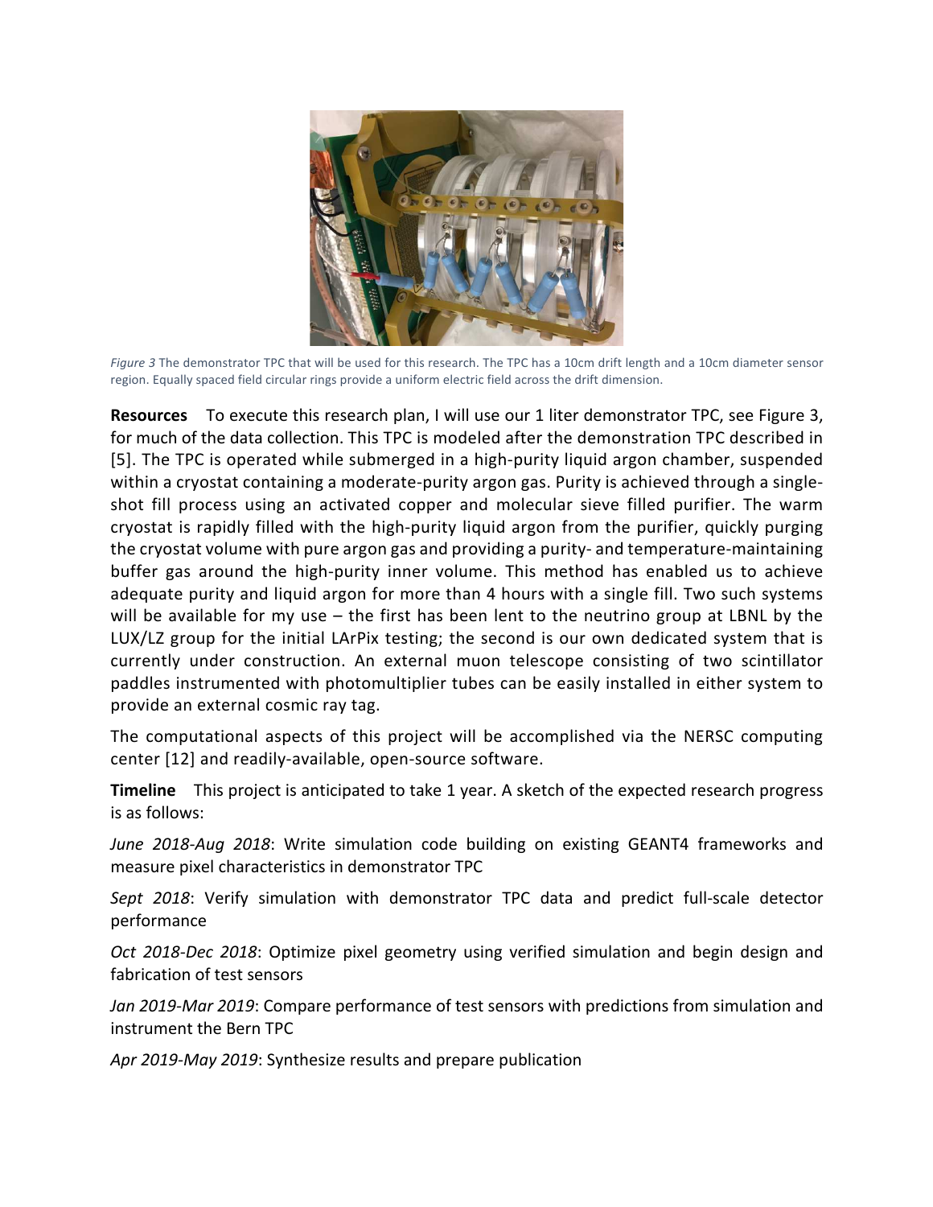*Figure 3* The demonstrator TPC that will be used for this research. The TPC has a 10cm drift length and a 10cm diameter sensor region. Equally spaced field circular rings provide a uniform electric field across the drift dimension.

**Resources** To execute this research plan, I will use our 1 liter demonstrator TPC, see Figure 3, for much of the data collection. This TPC is modeled after the demonstration TPC described in [5]. The TPC is operated while submerged in a high-purity liquid argon chamber, suspended within a cryostat containing a moderate-purity argon gas. Purity is achieved through a single-shot fill process using an activated copper and molecular sieve filled purifier. The warm cryostat is rapidly filled with the high-purity liquid argon from the purifier, quickly purging the cryostat volume with pure argon gas and providing a purity- and temperature-maintaining buffer gas around the high-purity inner volume. This method has enabled us to achieve adequate purity and liquid argon for more than 4 hours with a single fill. Two such systems will be available for my use – the first has been lent to the neutrino group at LBNL by the LUX/LZ group for the initial LArPix testing; the second is our own dedicated system that is currently under construction. An external muon telescope consisting of two scintillator paddles instrumented with photomultiplier tubes can be easily installed in either system to provide an external cosmic ray tag.

The computational aspects of this project will be accomplished via the NERSC computing center [12] and readily-available, open-source software.

**Timeline** This project is anticipated to take 1 year. A sketch of the expected research progress is as follows:

*June 2018-Aug 2018*: Write simulation code building on existing GEANT4 frameworks and measure pixel characteristics in demonstrator TPC

*Sept 2018*: Verify simulation with demonstrator TPC data and predict full-scale detector performance

*Oct 2018-Dec 2018*: Optimize pixel geometry using verified simulation and begin design and fabrication of test sensors

*Jan 2019-Mar 2019*: Compare performance of test sensors with predictions from simulation and instrument the Bern TPC

*Apr 2019-May 2019*: Synthesize results and prepare publication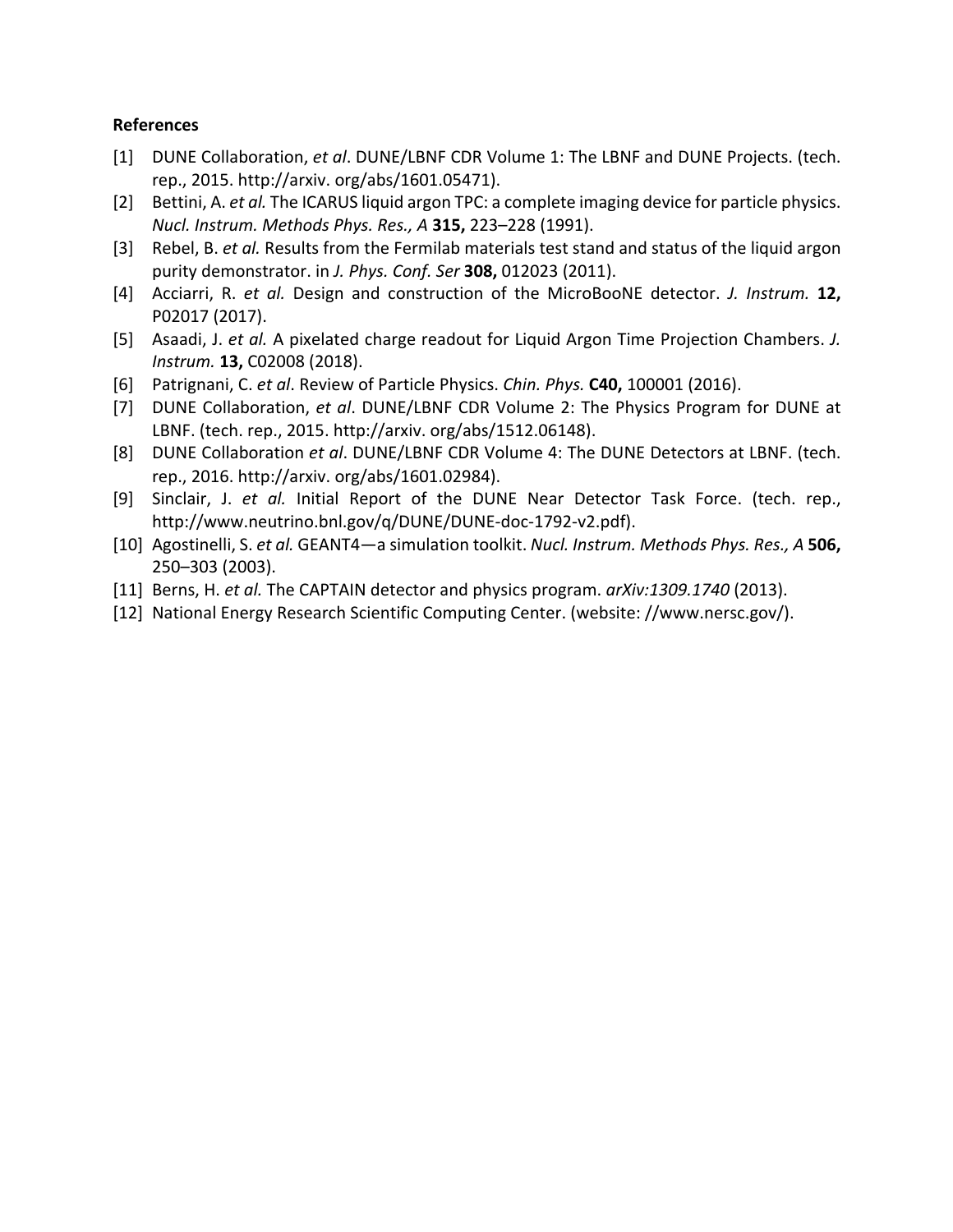**References**

[1] DUNE Collaboration, *et al*. DUNE/LBNF CDR Volume 1: The LBNF and DUNE Projects. (tech. rep., 2015. http://arxiv. org/abs/1601.05471).

[2] Bettini, A. *et al.* The ICARUS liquid argon TPC: a complete imaging device for particle physics. *Nucl. Instrum. Methods Phys. Res., A* **315,** 223–228 (1991).

[3] Rebel, B. *et al.* Results from the Fermilab materials test stand and status of the liquid argon purity demonstrator. in *J. Phys. Conf. Ser* **308,** 012023 (2011).

[4] Acciarri, R. *et al.* Design and construction of the MicroBooNE detector. *J. Instrum.* **12,** P02017 (2017).

[5] Asaadi, J. *et al.* A pixelated charge readout for Liquid Argon Time Projection Chambers. *J. Instrum.* **13,** C02008 (2018).

[6] Patrignani, C. *et al*. Review of Particle Physics. *Chin. Phys.* **C40,** 100001 (2016).

[7] DUNE Collaboration, *et al*. DUNE/LBNF CDR Volume 2: The Physics Program for DUNE at LBNF. (tech. rep., 2015. http://arxiv. org/abs/1512.06148).

[8] DUNE Collaboration *et al*. DUNE/LBNF CDR Volume 4: The DUNE Detectors at LBNF. (tech. rep., 2016. http://arxiv. org/abs/1601.02984).

[9] Sinclair, J. *et al.* Initial Report of the DUNE Near Detector Task Force. (tech. rep., http://www.neutrino.bnl.gov/q/DUNE/DUNE-doc-1792-v2.pdf).

[10] Agostinelli, S. *et al.* GEANT4—a simulation toolkit. *Nucl. Instrum. Methods Phys. Res., A* **506,** 250–303 (2003).

[11] Berns, H. *et al.* The CAPTAIN detector and physics program. *arXiv:1309.1740* (2013).

[12] National Energy Research Scientific Computing Center. (website: //www.nersc.gov/).